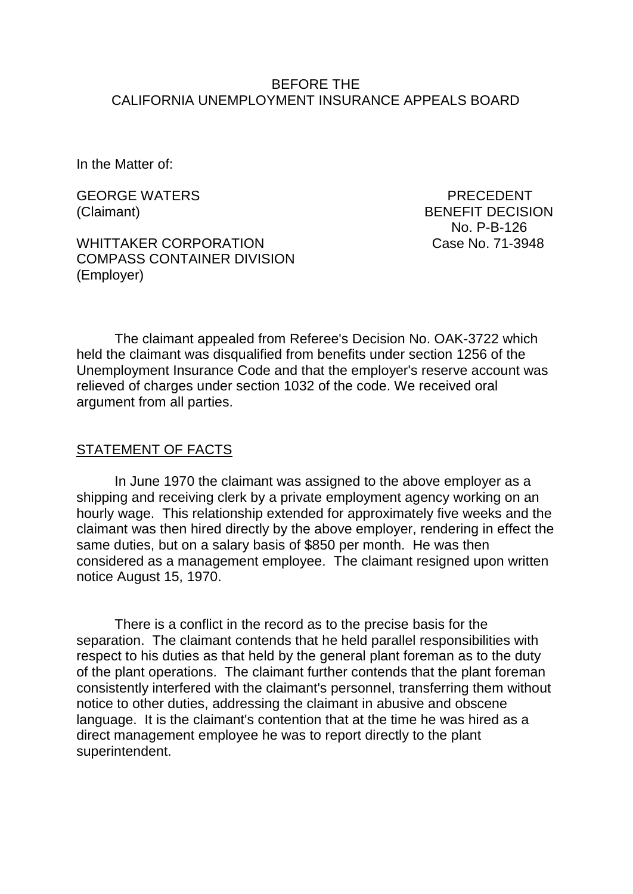BEFORE THE
CALIFORNIA UNEMPLOYMENT INSURANCE APPEALS BOARD

In the Matter of:

GEORGE WATERS
(Claimant)

WHITTAKER CORPORATION
COMPASS CONTAINER DIVISION
(Employer)

PRECEDENT
BENEFIT DECISION
No. P-B-126
Case No. 71-3948

The claimant appealed from Referee's Decision No. OAK-3722 which held the claimant was disqualified from benefits under section 1256 of the Unemployment Insurance Code and that the employer's reserve account was relieved of charges under section 1032 of the code. We received oral argument from all parties.

## STATEMENT OF FACTS

In June 1970 the claimant was assigned to the above employer as a shipping and receiving clerk by a private employment agency working on an hourly wage. This relationship extended for approximately five weeks and the claimant was then hired directly by the above employer, rendering in effect the same duties, but on a salary basis of $850 per month. He was then considered as a management employee. The claimant resigned upon written notice August 15, 1970.

There is a conflict in the record as to the precise basis for the separation. The claimant contends that he held parallel responsibilities with respect to his duties as that held by the general plant foreman as to the duty of the plant operations. The claimant further contends that the plant foreman consistently interfered with the claimant's personnel, transferring them without notice to other duties, addressing the claimant in abusive and obscene language. It is the claimant's contention that at the time he was hired as a direct management employee he was to report directly to the plant superintendent.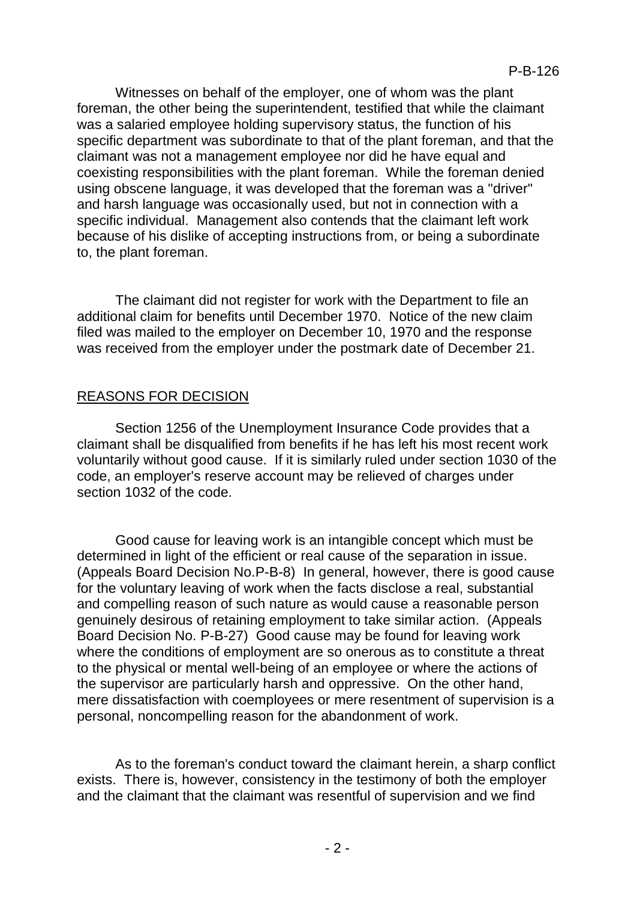Witnesses on behalf of the employer, one of whom was the plant foreman, the other being the superintendent, testified that while the claimant was a salaried employee holding supervisory status, the function of his specific department was subordinate to that of the plant foreman, and that the claimant was not a management employee nor did he have equal and coexisting responsibilities with the plant foreman. While the foreman denied using obscene language, it was developed that the foreman was a "driver" and harsh language was occasionally used, but not in connection with a specific individual. Management also contends that the claimant left work because of his dislike of accepting instructions from, or being a subordinate to, the plant foreman.

The claimant did not register for work with the Department to file an additional claim for benefits until December 1970. Notice of the new claim filed was mailed to the employer on December 10, 1970 and the response was received from the employer under the postmark date of December 21.

## REASONS FOR DECISION

Section 1256 of the Unemployment Insurance Code provides that a claimant shall be disqualified from benefits if he has left his most recent work voluntarily without good cause. If it is similarly ruled under section 1030 of the code, an employer's reserve account may be relieved of charges under section 1032 of the code.

Good cause for leaving work is an intangible concept which must be determined in light of the efficient or real cause of the separation in issue. (Appeals Board Decision No.P-B-8) In general, however, there is good cause for the voluntary leaving of work when the facts disclose a real, substantial and compelling reason of such nature as would cause a reasonable person genuinely desirous of retaining employment to take similar action. (Appeals Board Decision No. P-B-27) Good cause may be found for leaving work where the conditions of employment are so onerous as to constitute a threat to the physical or mental well-being of an employee or where the actions of the supervisor are particularly harsh and oppressive. On the other hand, mere dissatisfaction with coemployees or mere resentment of supervision is a personal, noncompelling reason for the abandonment of work.

As to the foreman's conduct toward the claimant herein, a sharp conflict exists. There is, however, consistency in the testimony of both the employer and the claimant that the claimant was resentful of supervision and we find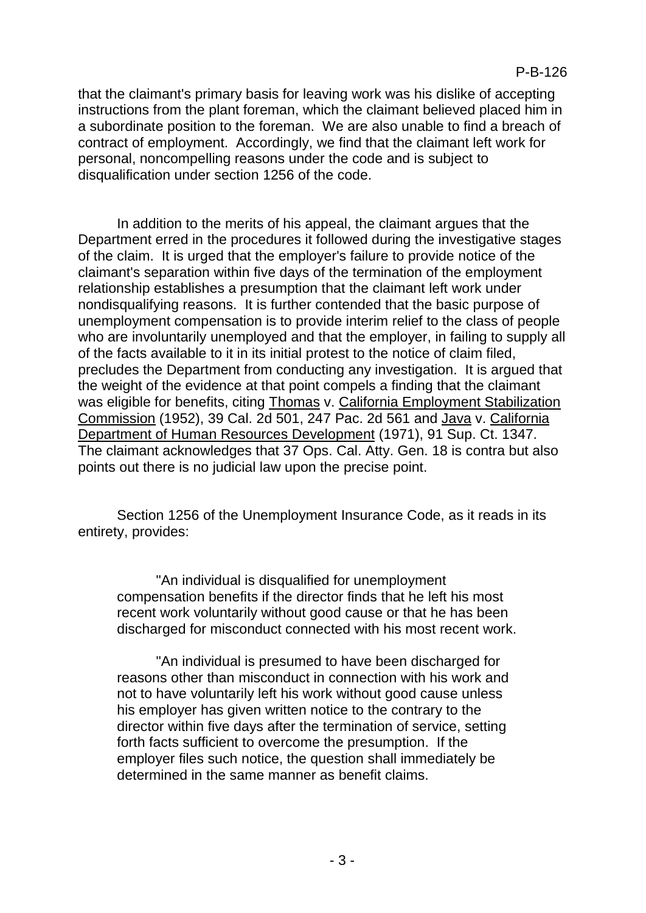that the claimant's primary basis for leaving work was his dislike of accepting instructions from the plant foreman, which the claimant believed placed him in a subordinate position to the foreman. We are also unable to find a breach of contract of employment. Accordingly, we find that the claimant left work for personal, noncompelling reasons under the code and is subject to disqualification under section 1256 of the code.

In addition to the merits of his appeal, the claimant argues that the Department erred in the procedures it followed during the investigative stages of the claim. It is urged that the employer's failure to provide notice of the claimant's separation within five days of the termination of the employment relationship establishes a presumption that the claimant left work under nondisqualifying reasons. It is further contended that the basic purpose of unemployment compensation is to provide interim relief to the class of people who are involuntarily unemployed and that the employer, in failing to supply all of the facts available to it in its initial protest to the notice of claim filed, precludes the Department from conducting any investigation. It is argued that the weight of the evidence at that point compels a finding that the claimant was eligible for benefits, citing Thomas v. California Employment Stabilization Commission (1952), 39 Cal. 2d 501, 247 Pac. 2d 561 and Java v. California Department of Human Resources Development (1971), 91 Sup. Ct. 1347. The claimant acknowledges that 37 Ops. Cal. Atty. Gen. 18 is contra but also points out there is no judicial law upon the precise point.

Section 1256 of the Unemployment Insurance Code, as it reads in its entirety, provides:

> "An individual is disqualified for unemployment compensation benefits if the director finds that he left his most recent work voluntarily without good cause or that he has been discharged for misconduct connected with his most recent work.
>
> "An individual is presumed to have been discharged for reasons other than misconduct in connection with his work and not to have voluntarily left his work without good cause unless his employer has given written notice to the contrary to the director within five days after the termination of service, setting forth facts sufficient to overcome the presumption. If the employer files such notice, the question shall immediately be determined in the same manner as benefit claims.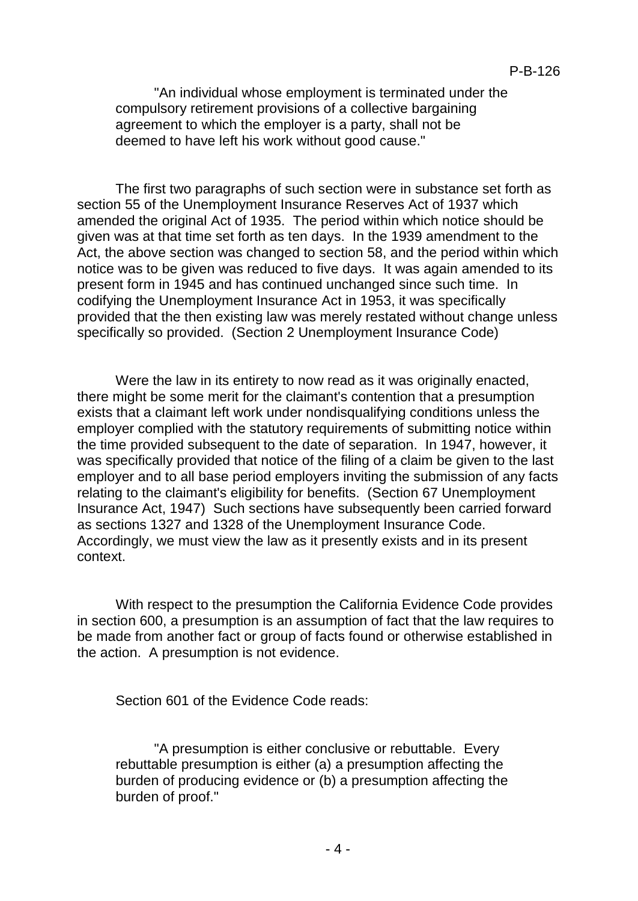"An individual whose employment is terminated under the compulsory retirement provisions of a collective bargaining agreement to which the employer is a party, shall not be deemed to have left his work without good cause."

The first two paragraphs of such section were in substance set forth as section 55 of the Unemployment Insurance Reserves Act of 1937 which amended the original Act of 1935. The period within which notice should be given was at that time set forth as ten days. In the 1939 amendment to the Act, the above section was changed to section 58, and the period within which notice was to be given was reduced to five days. It was again amended to its present form in 1945 and has continued unchanged since such time. In codifying the Unemployment Insurance Act in 1953, it was specifically provided that the then existing law was merely restated without change unless specifically so provided. (Section 2 Unemployment Insurance Code)

Were the law in its entirety to now read as it was originally enacted, there might be some merit for the claimant's contention that a presumption exists that a claimant left work under nondisqualifying conditions unless the employer complied with the statutory requirements of submitting notice within the time provided subsequent to the date of separation. In 1947, however, it was specifically provided that notice of the filing of a claim be given to the last employer and to all base period employers inviting the submission of any facts relating to the claimant's eligibility for benefits. (Section 67 Unemployment Insurance Act, 1947) Such sections have subsequently been carried forward as sections 1327 and 1328 of the Unemployment Insurance Code. Accordingly, we must view the law as it presently exists and in its present context.

With respect to the presumption the California Evidence Code provides in section 600, a presumption is an assumption of fact that the law requires to be made from another fact or group of facts found or otherwise established in the action. A presumption is not evidence.

Section 601 of the Evidence Code reads:

"A presumption is either conclusive or rebuttable. Every rebuttable presumption is either (a) a presumption affecting the burden of producing evidence or (b) a presumption affecting the burden of proof."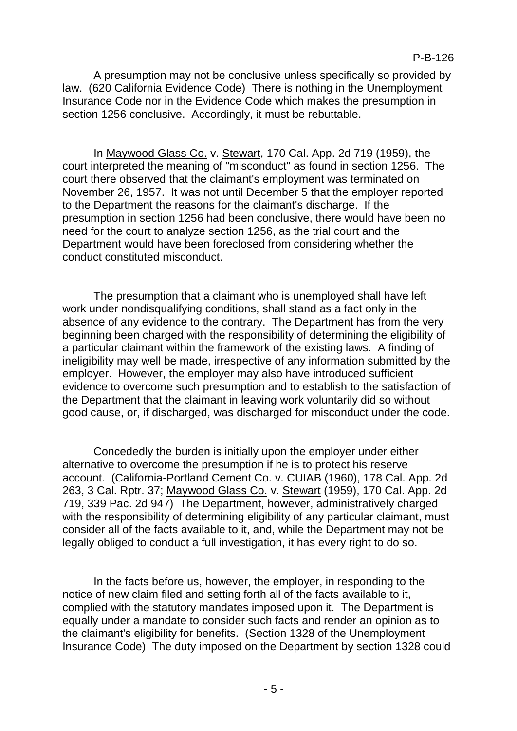A presumption may not be conclusive unless specifically so provided by law. (620 California Evidence Code) There is nothing in the Unemployment Insurance Code nor in the Evidence Code which makes the presumption in section 1256 conclusive. Accordingly, it must be rebuttable.

In Maywood Glass Co. v. Stewart, 170 Cal. App. 2d 719 (1959), the court interpreted the meaning of "misconduct" as found in section 1256. The court there observed that the claimant's employment was terminated on November 26, 1957. It was not until December 5 that the employer reported to the Department the reasons for the claimant's discharge. If the presumption in section 1256 had been conclusive, there would have been no need for the court to analyze section 1256, as the trial court and the Department would have been foreclosed from considering whether the conduct constituted misconduct.

The presumption that a claimant who is unemployed shall have left work under nondisqualifying conditions, shall stand as a fact only in the absence of any evidence to the contrary. The Department has from the very beginning been charged with the responsibility of determining the eligibility of a particular claimant within the framework of the existing laws. A finding of ineligibility may well be made, irrespective of any information submitted by the employer. However, the employer may also have introduced sufficient evidence to overcome such presumption and to establish to the satisfaction of the Department that the claimant in leaving work voluntarily did so without good cause, or, if discharged, was discharged for misconduct under the code.

Concededly the burden is initially upon the employer under either alternative to overcome the presumption if he is to protect his reserve account. (California-Portland Cement Co. v. CUIAB (1960), 178 Cal. App. 2d 263, 3 Cal. Rptr. 37; Maywood Glass Co. v. Stewart (1959), 170 Cal. App. 2d 719, 339 Pac. 2d 947) The Department, however, administratively charged with the responsibility of determining eligibility of any particular claimant, must consider all of the facts available to it, and, while the Department may not be legally obliged to conduct a full investigation, it has every right to do so.

In the facts before us, however, the employer, in responding to the notice of new claim filed and setting forth all of the facts available to it, complied with the statutory mandates imposed upon it. The Department is equally under a mandate to consider such facts and render an opinion as to the claimant's eligibility for benefits. (Section 1328 of the Unemployment Insurance Code) The duty imposed on the Department by section 1328 could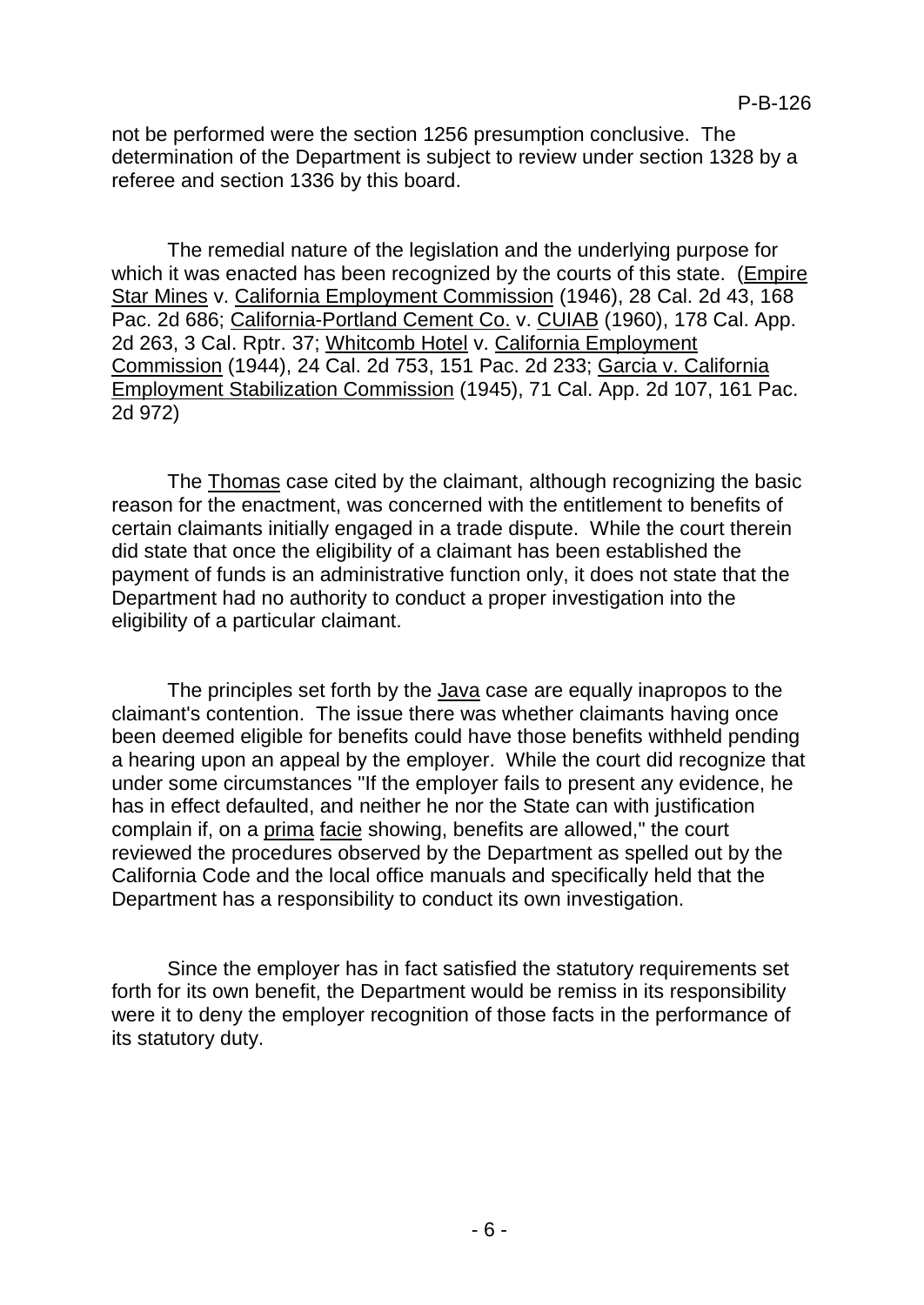not be performed were the section 1256 presumption conclusive. The determination of the Department is subject to review under section 1328 by a referee and section 1336 by this board.

The remedial nature of the legislation and the underlying purpose for which it was enacted has been recognized by the courts of this state. (Empire Star Mines v. California Employment Commission (1946), 28 Cal. 2d 43, 168 Pac. 2d 686; California-Portland Cement Co. v. CUIAB (1960), 178 Cal. App. 2d 263, 3 Cal. Rptr. 37; Whitcomb Hotel v. California Employment Commission (1944), 24 Cal. 2d 753, 151 Pac. 2d 233; Garcia v. California Employment Stabilization Commission (1945), 71 Cal. App. 2d 107, 161 Pac. 2d 972)

The Thomas case cited by the claimant, although recognizing the basic reason for the enactment, was concerned with the entitlement to benefits of certain claimants initially engaged in a trade dispute. While the court therein did state that once the eligibility of a claimant has been established the payment of funds is an administrative function only, it does not state that the Department had no authority to conduct a proper investigation into the eligibility of a particular claimant.

The principles set forth by the Java case are equally inapropos to the claimant's contention. The issue there was whether claimants having once been deemed eligible for benefits could have those benefits withheld pending a hearing upon an appeal by the employer. While the court did recognize that under some circumstances "If the employer fails to present any evidence, he has in effect defaulted, and neither he nor the State can with justification complain if, on a prima facie showing, benefits are allowed," the court reviewed the procedures observed by the Department as spelled out by the California Code and the local office manuals and specifically held that the Department has a responsibility to conduct its own investigation.

Since the employer has in fact satisfied the statutory requirements set forth for its own benefit, the Department would be remiss in its responsibility were it to deny the employer recognition of those facts in the performance of its statutory duty.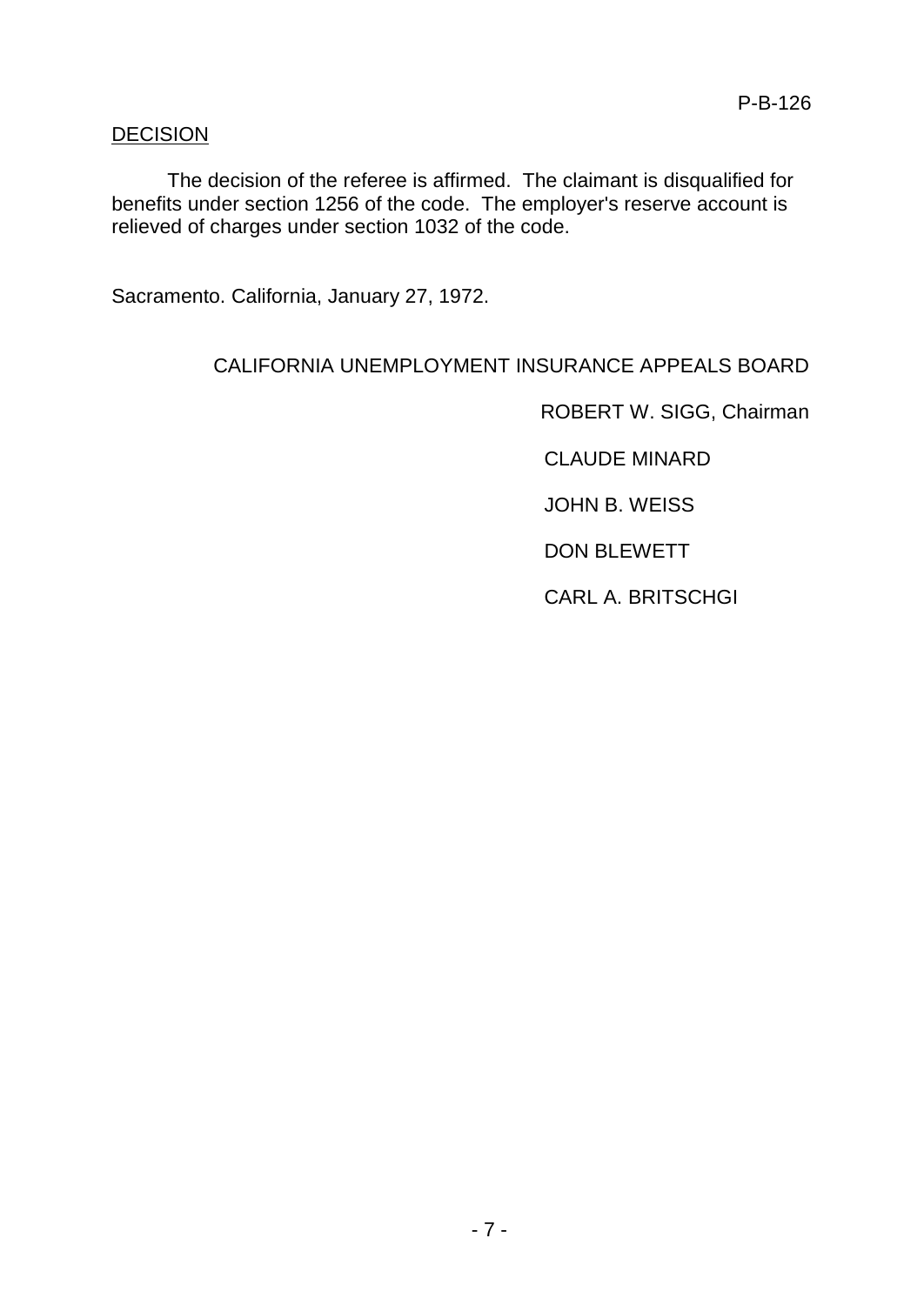P-B-126

DECISION

The decision of the referee is affirmed. The claimant is disqualified for benefits under section 1256 of the code. The employer's reserve account is relieved of charges under section 1032 of the code.

Sacramento. California, January 27, 1972.

CALIFORNIA UNEMPLOYMENT INSURANCE APPEALS BOARD

ROBERT W. SIGG, Chairman

CLAUDE MINARD

JOHN B. WEISS

DON BLEWETT

CARL A. BRITSCHGI